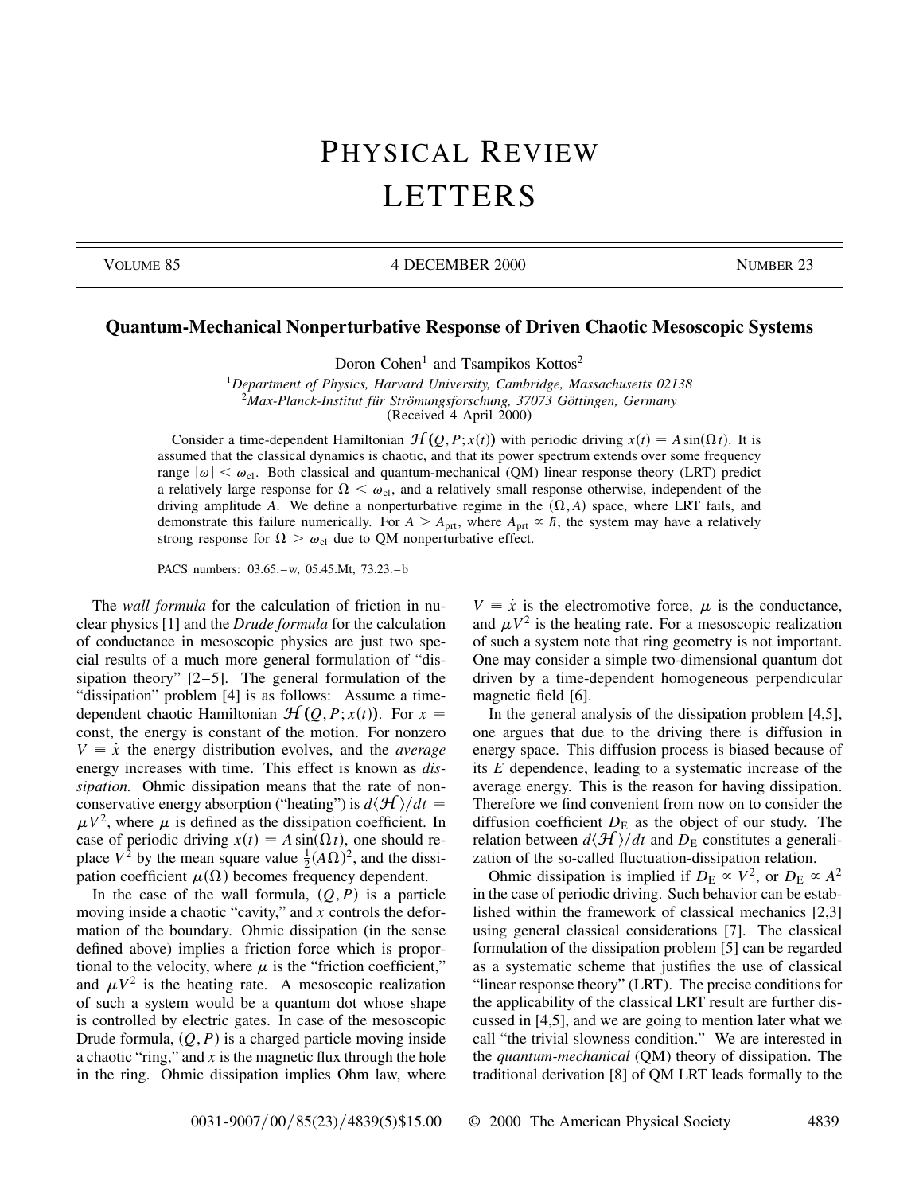# Quantum-Mechanical Nonperturbative Response of Driven Chaotic Mesoscopic Systems

Doron Cohen[1] and Tsampikos Kottos[2]

[1] *Department of Physics, Harvard University, Cambridge, Massachusetts 02138*
[2] *Max-Planck-Institut für Strömungsforschung, 37073 Göttingen, Germany*
(Received 4 April 2000)

Consider a time-dependent Hamiltonian $\mathcal{H}(Q, P; x(t))$ with periodic driving $x(t) = A\sin(\Omega t)$. It is assumed that the classical dynamics is chaotic, and that its power spectrum extends over some frequency range $|\omega| < \omega_{\text{cl}}$. Both classical and quantum-mechanical (QM) linear response theory (LRT) predict a relatively large response for $\Omega < \omega_{\text{cl}}$, and a relatively small response otherwise, independent of the driving amplitude $A$. We define a nonperturbative regime in the $(\Omega, A)$ space, where LRT fails, and demonstrate this failure numerically. For $A > A_{\text{prt}}$, where $A_{\text{prt}} \propto \hbar$, the system may have a relatively strong response for $\Omega > \omega_{\text{cl}}$ due to QM nonperturbative effect.

PACS numbers: 03.65.–w, 05.45.Mt, 73.23.–b

The *wall formula* for the calculation of friction in nuclear physics [1] and the *Drude formula* for the calculation of conductance in mesoscopic physics are just two special results of a much more general formulation of "dissipation theory" [2–5]. The general formulation of the "dissipation" problem [4] is as follows: Assume a time-dependent chaotic Hamiltonian $\mathcal{H}(Q, P; x(t))$. For $x =$ const, the energy is constant of the motion. For nonzero $V \equiv \dot{x}$ the energy distribution evolves, and the *average* energy increases with time. This effect is known as *dissipation.* Ohmic dissipation means that the rate of nonconservative energy absorption ("heating") is $d\langle\mathcal{H}\rangle/dt = \mu V^2$, where $\mu$ is defined as the dissipation coefficient. In case of periodic driving $x(t) = A\sin(\Omega t)$, one should replace $V^2$ by the mean square value $\frac{1}{2}(A\Omega)^2$, and the dissipation coefficient $\mu(\Omega)$ becomes frequency dependent.

In the case of the wall formula, $(Q, P)$ is a particle moving inside a chaotic "cavity," and $x$ controls the deformation of the boundary. Ohmic dissipation (in the sense defined above) implies a friction force which is proportional to the velocity, where $\mu$ is the "friction coefficient," and $\mu V^2$ is the heating rate. A mesoscopic realization of such a system would be a quantum dot whose shape is controlled by electric gates. In case of the mesoscopic Drude formula, $(Q, P)$ is a charged particle moving inside a chaotic "ring," and $x$ is the magnetic flux through the hole in the ring. Ohmic dissipation implies Ohm law, where $V \equiv \dot{x}$ is the electromotive force, $\mu$ is the conductance, and $\mu V^2$ is the heating rate. For a mesoscopic realization of such a system note that ring geometry is not important. One may consider a simple two-dimensional quantum dot driven by a time-dependent homogeneous perpendicular magnetic field [6].

In the general analysis of the dissipation problem [4,5], one argues that due to the driving there is diffusion in energy space. This diffusion process is biased because of its $E$ dependence, leading to a systematic increase of the average energy. This is the reason for having dissipation. Therefore we find convenient from now on to consider the diffusion coefficient $D_{\text{E}}$ as the object of our study. The relation between $d\langle\mathcal{H}\rangle/dt$ and $D_{\text{E}}$ constitutes a generalization of the so-called fluctuation-dissipation relation.

Ohmic dissipation is implied if $D_{\text{E}} \propto V^2$, or $D_{\text{E}} \propto A^2$ in the case of periodic driving. Such behavior can be established within the framework of classical mechanics [2,3] using general classical considerations [7]. The classical formulation of the dissipation problem [5] can be regarded as a systematic scheme that justifies the use of classical "linear response theory" (LRT). The precise conditions for the applicability of the classical LRT result are further discussed in [4,5], and we are going to mention later what we call "the trivial slowness condition." We are interested in the *quantum-mechanical* (QM) theory of dissipation. The traditional derivation [8] of QM LRT leads formally to the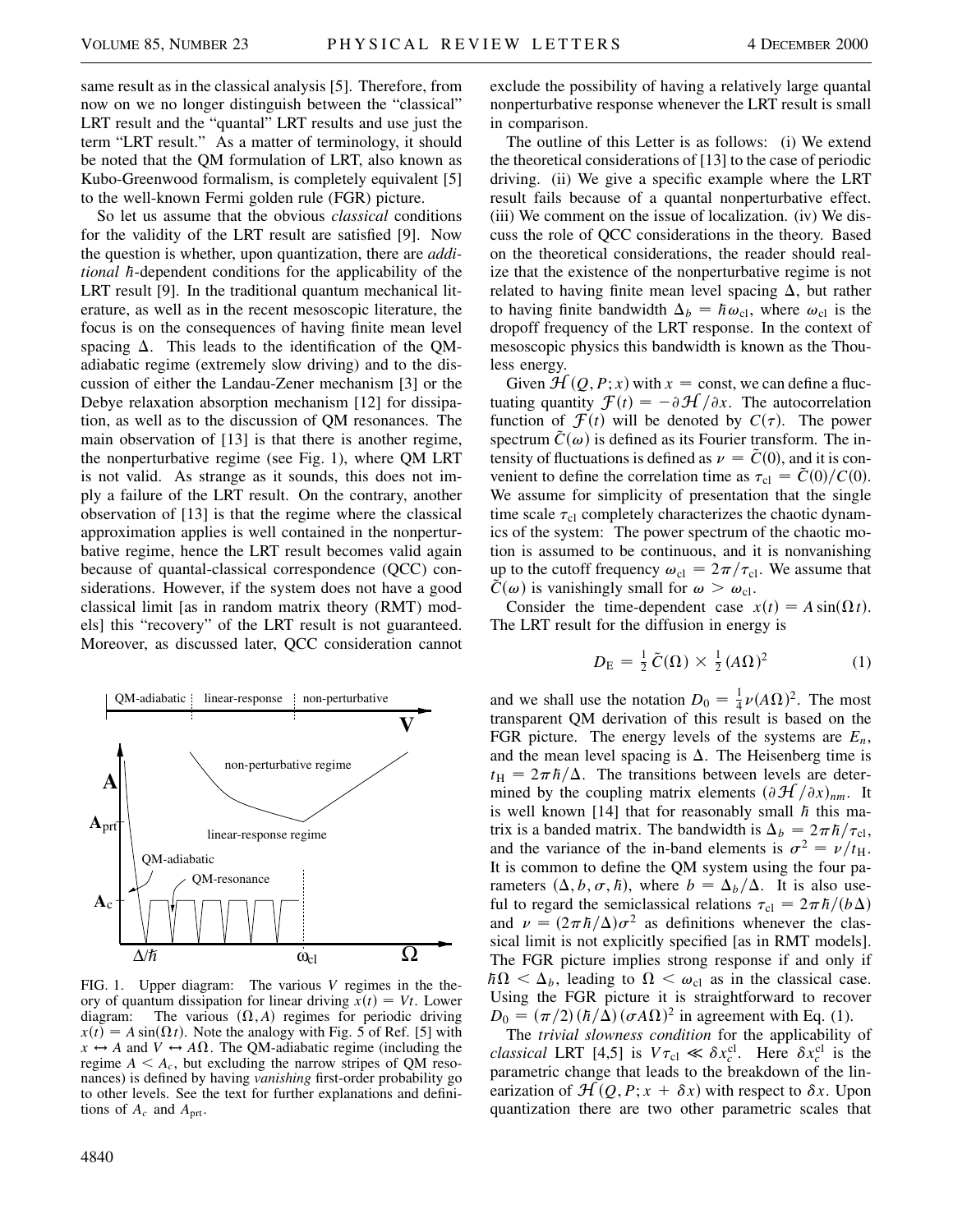same result as in the classical analysis [5]. Therefore, from now on we no longer distinguish between the "classical" LRT result and the "quantal" LRT results and use just the term "LRT result." As a matter of terminology, it should be noted that the QM formulation of LRT, also known as Kubo-Greenwood formalism, is completely equivalent [5] to the well-known Fermi golden rule (FGR) picture.

So let us assume that the obvious *classical* conditions for the validity of the LRT result are satisfied [9]. Now the question is whether, upon quantization, there are *additional* $\hbar$-dependent conditions for the applicability of the LRT result [9]. In the traditional quantum mechanical literature, as well as in the recent mesoscopic literature, the focus is on the consequences of having finite mean level spacing $\Delta$. This leads to the identification of the QM-adiabatic regime (extremely slow driving) and to the discussion of either the Landau-Zener mechanism [3] or the Debye relaxation absorption mechanism [12] for dissipation, as well as to the discussion of QM resonances. The main observation of [13] is that there is another regime, the nonperturbative regime (see Fig. 1), where QM LRT is not valid. As strange as it sounds, this does not imply a failure of the LRT result. On the contrary, another observation of [13] is that the regime where the classical approximation applies is well contained in the nonperturbative regime, hence the LRT result becomes valid again because of quantal-classical correspondence (QCC) considerations. However, if the system does not have a good classical limit [as in random matrix theory (RMT) models] this "recovery" of the LRT result is not guaranteed. Moreover, as discussed later, QCC consideration cannot exclude the possibility of having a relatively large quantal nonperturbative response whenever the LRT result is small in comparison.

FIG. 1. Upper diagram: The various $V$ regimes in the theory of quantum dissipation for linear driving $x(t) = Vt$. Lower diagram: The various $(\Omega, A)$ regimes for periodic driving $x(t) = A\sin(\Omega t)$. Note the analogy with Fig. 5 of Ref. [5] with $x \leftrightarrow A$ and $V \leftrightarrow A\Omega$. The QM-adiabatic regime (including the regime $A < A_c$, but excluding the narrow stripes of QM resonances) is defined by having *vanishing* first-order probability go to other levels. See the text for further explanations and definitions of $A_c$ and $A_{\text{prt}}$.

The outline of this Letter is as follows: (i) We extend the theoretical considerations of [13] to the case of periodic driving. (ii) We give a specific example where the LRT result fails because of a quantal nonperturbative effect. (iii) We comment on the issue of localization. (iv) We discuss the role of QCC considerations in the theory. Based on the theoretical considerations, the reader should realize that the existence of the nonperturbative regime is not related to having finite mean level spacing $\Delta$, but rather to having finite bandwidth $\Delta_b = \hbar\omega_{\text{cl}}$, where $\omega_{\text{cl}}$ is the dropoff frequency of the LRT response. In the context of mesoscopic physics this bandwidth is known as the Thouless energy.

Given $\mathcal{H}(Q, P; x)$ with $x = \text{const}$, we can define a fluctuating quantity $\mathcal{F}(t) = -\partial\mathcal{H}/\partial x$. The autocorrelation function of $\mathcal{F}(t)$ will be denoted by $C(\tau)$. The power spectrum $\tilde{C}(\omega)$ is defined as its Fourier transform. The intensity of fluctuations is defined as $\nu = \tilde{C}(0)$, and it is convenient to define the correlation time as $\tau_{\text{cl}} = \tilde{C}(0)/C(0)$. We assume for simplicity of presentation that the single time scale $\tau_{\text{cl}}$ completely characterizes the chaotic dynamics of the system: The power spectrum of the chaotic motion is assumed to be continuous, and it is nonvanishing up to the cutoff frequency $\omega_{\text{cl}} = 2\pi/\tau_{\text{cl}}$. We assume that $\tilde{C}(\omega)$ is vanishingly small for $\omega > \omega_{\text{cl}}$.

Consider the time-dependent case $x(t) = A\sin(\Omega t)$. The LRT result for the diffusion in energy is

$$D_{\text{E}} = \tfrac{1}{2}\tilde{C}(\Omega) \times \tfrac{1}{2}(A\Omega)^2 \tag{1}$$

and we shall use the notation $D_0 = \frac{1}{4}\nu(A\Omega)^2$. The most transparent QM derivation of this result is based on the FGR picture. The energy levels of the systems are $E_n$, and the mean level spacing is $\Delta$. The Heisenberg time is $t_{\text{H}} = 2\pi\hbar/\Delta$. The transitions between levels are determined by the coupling matrix elements $(\partial\mathcal{H}/\partial x)_{nm}$. It is well known [14] that for reasonably small $\hbar$ this matrix is a banded matrix. The bandwidth is $\Delta_b = 2\pi\hbar/\tau_{\text{cl}}$, and the variance of the in-band elements is $\sigma^2 = \nu/t_{\text{H}}$. It is common to define the QM system using the four parameters $(\Delta, b, \sigma, \hbar)$, where $b = \Delta_b/\Delta$. It is also useful to regard the semiclassical relations $\tau_{\text{cl}} = 2\pi\hbar/(b\Delta)$ and $\nu = (2\pi\hbar/\Delta)\sigma^2$ as definitions whenever the classical limit is not explicitly specified [as in RMT models]. The FGR picture implies strong response if and only if $\hbar\Omega < \Delta_b$, leading to $\Omega < \omega_{\text{cl}}$ as in the classical case. Using the FGR picture it is straightforward to recover $D_0 = (\pi/2)(\hbar/\Delta)(\sigma A\Omega)^2$ in agreement with Eq. (1).

The *trivial slowness condition* for the applicability of *classical* LRT [4,5] is $V\tau_{\text{cl}} \ll \delta x_c^{\text{cl}}$. Here $\delta x_c^{\text{cl}}$ is the parametric change that leads to the breakdown of the linearization of $\mathcal{H}(Q, P; x + \delta x)$ with respect to $\delta x$. Upon quantization there are two other parametric scales that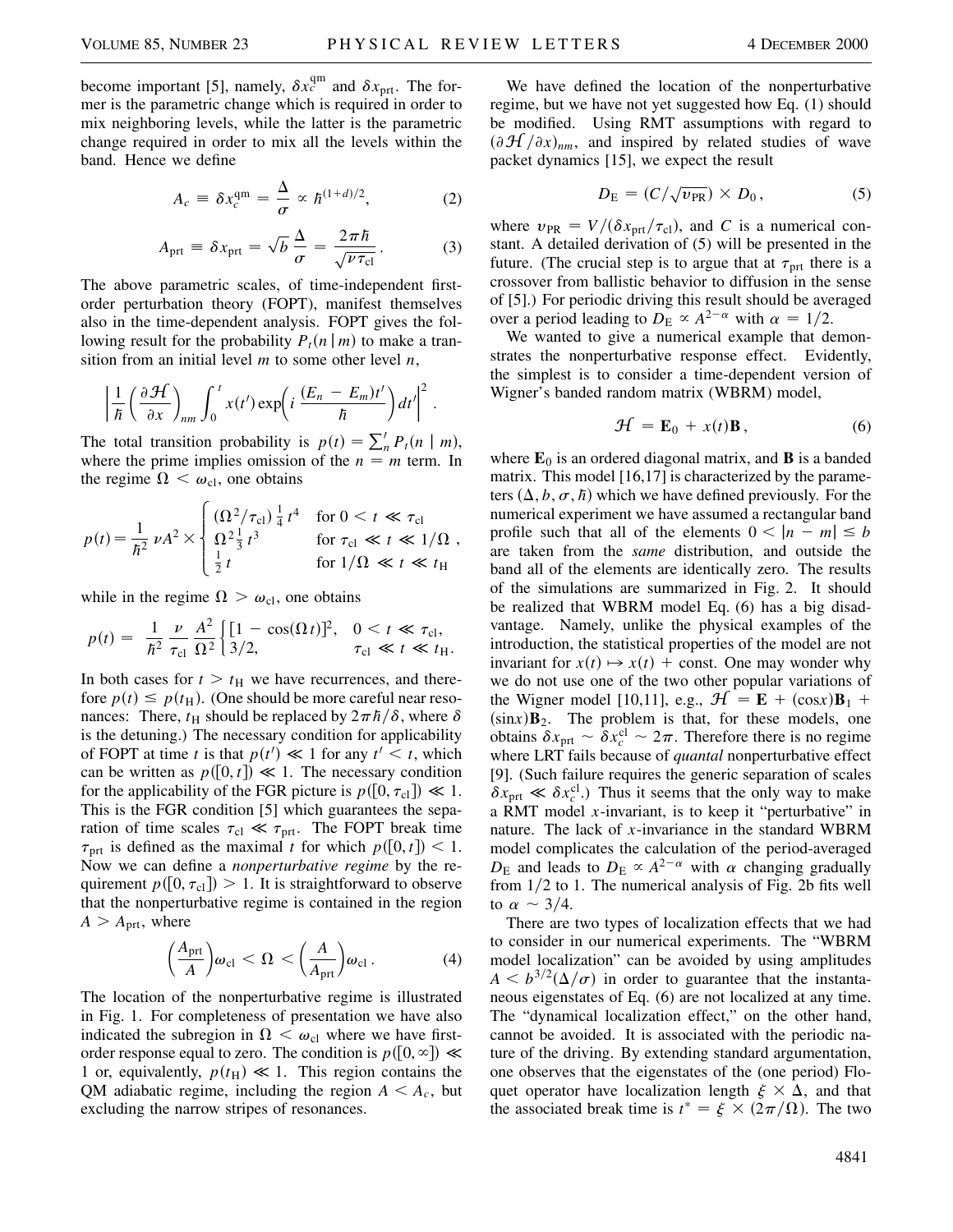become important [5], namely, $\delta x_c^{\rm qm}$ and $\delta x_{\rm prt}$. The former is the parametric change which is required in order to mix neighboring levels, while the latter is the parametric change required in order to mix all the levels within the band. Hence we define

$$A_c \equiv \delta x_c^{\rm qm} = \frac{\Delta}{\sigma} \propto \hbar^{(1+d)/2}, \tag{2}$$

$$A_{\rm prt} \equiv \delta x_{\rm prt} = \sqrt{b}\,\frac{\Delta}{\sigma} = \frac{2\pi\hbar}{\sqrt{\nu\tau_{\rm cl}}}. \tag{3}$$

The above parametric scales, of time-independent first-order perturbation theory (FOPT), manifest themselves also in the time-dependent analysis. FOPT gives the following result for the probability $P_t(n\,|\,m)$ to make a transition from an initial level $m$ to some other level $n$,

$$\left|\frac{1}{\hbar}\left(\frac{\partial \mathcal{H}}{\partial x}\right)_{nm}\int_0^t x(t')\exp\!\left(i\,\frac{(E_n - E_m)t'}{\hbar}\right)dt'\right|^2.$$

The total transition probability is $p(t) = \sum_n' P_t(n\,|\,m)$, where the prime implies omission of the $n = m$ term. In the regime $\Omega < \omega_{\rm cl}$, one obtains

$$p(t) = \frac{1}{\hbar^2}\,\nu A^2 \times \begin{cases} (\Omega^2/\tau_{\rm cl})\,\frac{1}{4}\,t^4 & \text{for } 0 < t \ll \tau_{\rm cl} \\ \Omega^2\frac{1}{3}\,t^3 & \text{for } \tau_{\rm cl} \ll t \ll 1/\Omega \\ \frac{1}{2}\,t & \text{for } 1/\Omega \ll t \ll t_{\rm H} \end{cases},$$

while in the regime $\Omega > \omega_{\rm cl}$, one obtains

$$p(t) = \frac{1}{\hbar^2}\,\frac{\nu}{\tau_{\rm cl}}\,\frac{A^2}{\Omega^2}\begin{cases}[1-\cos(\Omega t)]^2, & 0 < t \ll \tau_{\rm cl}, \\ 3/2, & \tau_{\rm cl} \ll t \ll t_{\rm H}.\end{cases}$$

In both cases for $t > t_{\rm H}$ we have recurrences, and therefore $p(t) \le p(t_{\rm H})$. (One should be more careful near resonances: There, $t_{\rm H}$ should be replaced by $2\pi\hbar/\delta$, where $\delta$ is the detuning.) The necessary condition for applicability of FOPT at time $t$ is that $p(t') \ll 1$ for any $t' < t$, which can be written as $p([0,t]) \ll 1$. The necessary condition for the applicability of the FGR picture is $p([0,\tau_{\rm cl}]) \ll 1$. This is the FGR condition [5] which guarantees the separation of time scales $\tau_{\rm cl} \ll \tau_{\rm prt}$. The FOPT break time $\tau_{\rm prt}$ is defined as the maximal $t$ for which $p([0,t]) < 1$. Now we can define a *nonperturbative regime* by the requirement $p([0,\tau_{\rm cl}]) > 1$. It is straightforward to observe that the nonperturbative regime is contained in the region $A > A_{\rm prt}$, where

$$\left(\frac{A_{\rm prt}}{A}\right)\omega_{\rm cl} < \Omega < \left(\frac{A}{A_{\rm prt}}\right)\omega_{\rm cl}. \tag{4}$$

The location of the nonperturbative regime is illustrated in Fig. 1. For completeness of presentation we have also indicated the subregion in $\Omega < \omega_{\rm cl}$ where we have first-order response equal to zero. The condition is $p([0,\infty]) \ll 1$ or, equivalently, $p(t_{\rm H}) \ll 1$. This region contains the QM adiabatic regime, including the region $A < A_c$, but excluding the narrow stripes of resonances.

We have defined the location of the nonperturbative regime, but we have not yet suggested how Eq. (1) should be modified. Using RMT assumptions with regard to $(\partial\mathcal{H}/\partial x)_{nm}$, and inspired by related studies of wave packet dynamics [15], we expect the result

$$D_{\rm E} = (C/\sqrt{v_{\rm PR}}) \times D_0, \tag{5}$$

where $v_{\rm PR} = V/(\delta x_{\rm prt}/\tau_{\rm cl})$, and $C$ is a numerical constant. A detailed derivation of (5) will be presented in the future. (The crucial step is to argue that at $\tau_{\rm prt}$ there is a crossover from ballistic behavior to diffusion in the sense of [5].) For periodic driving this result should be averaged over a period leading to $D_{\rm E} \propto A^{2-\alpha}$ with $\alpha = 1/2$.

We wanted to give a numerical example that demonstrates the nonperturbative response effect. Evidently, the simplest is to consider a time-dependent version of Wigner's banded random matrix (WBRM) model,

$$\mathcal{H} = \mathbf{E}_0 + x(t)\mathbf{B}, \tag{6}$$

where $\mathbf{E}_0$ is an ordered diagonal matrix, and $\mathbf{B}$ is a banded matrix. This model [16,17] is characterized by the parameters $(\Delta, b, \sigma, \hbar)$ which we have defined previously. For the numerical experiment we have assumed a rectangular band profile such that all of the elements $0 < |n - m| \le b$ are taken from the *same* distribution, and outside the band all of the elements are identically zero. The results of the simulations are summarized in Fig. 2. It should be realized that WBRM model Eq. (6) has a big disadvantage. Namely, unlike the physical examples of the introduction, the statistical properties of the model are not invariant for $x(t) \mapsto x(t) + \text{const}$. One may wonder why we do not use one of the two other popular variations of the Wigner model [10,11], e.g., $\mathcal{H} = \mathbf{E} + (\cos x)\mathbf{B}_1 + (\sin x)\mathbf{B}_2$. The problem is that, for these models, one obtains $\delta x_{\rm prt} \sim \delta x_c^{\rm cl} \sim 2\pi$. Therefore there is no regime where LRT fails because of *quantal* nonperturbative effect [9]. (Such failure requires the generic separation of scales $\delta x_{\rm prt} \ll \delta x_c^{\rm cl}$.) Thus it seems that the only way to make a RMT model $x$-invariant, is to keep it "perturbative" in nature. The lack of $x$-invariance in the standard WBRM model complicates the calculation of the period-averaged $D_{\rm E}$ and leads to $D_{\rm E} \propto A^{2-\alpha}$ with $\alpha$ changing gradually from $1/2$ to 1. The numerical analysis of Fig. 2b fits well to $\alpha \sim 3/4$.

There are two types of localization effects that we had to consider in our numerical experiments. The "WBRM model localization" can be avoided by using amplitudes $A < b^{3/2}(\Delta/\sigma)$ in order to guarantee that the instantaneous eigenstates of Eq. (6) are not localized at any time. The "dynamical localization effect," on the other hand, cannot be avoided. It is associated with the periodic nature of the driving. By extending standard argumentation, one observes that the eigenstates of the (one period) Floquet operator have localization length $\xi \times \Delta$, and that the associated break time is $t^* = \xi \times (2\pi/\Omega)$. The two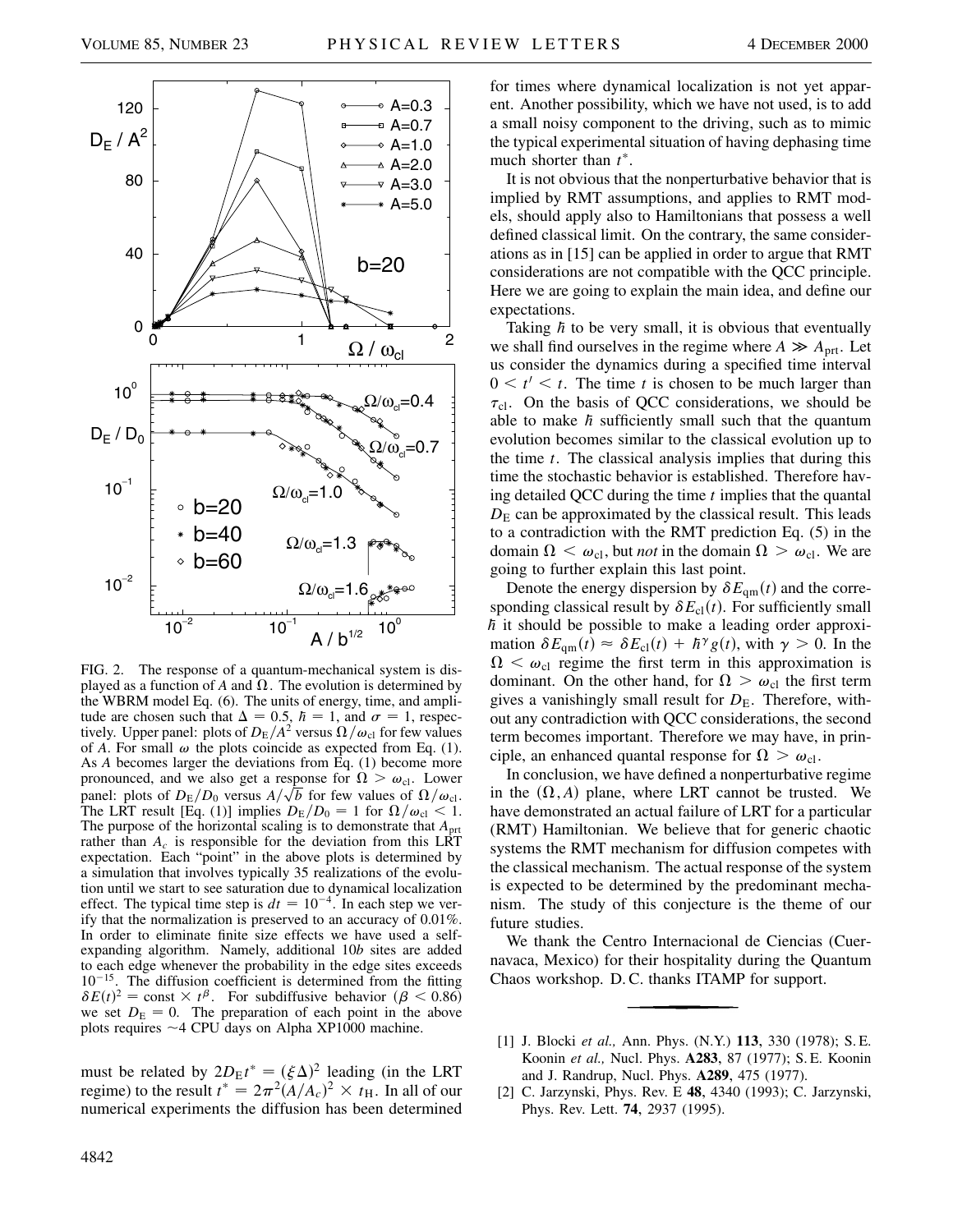FIG. 2. The response of a quantum-mechanical system is displayed as a function of $A$ and $\Omega$. The evolution is determined by the WBRM model Eq. (6). The units of energy, time, and amplitude are chosen such that $\Delta = 0.5$, $\hbar = 1$, and $\sigma = 1$, respectively. Upper panel: plots of $D_E/A^2$ versus $\Omega/\omega_{cl}$ for few values of $A$. For small $\omega$ the plots coincide as expected from Eq. (1). As $A$ becomes larger the deviations from Eq. (1) become more pronounced, and we also get a response for $\Omega > \omega_{cl}$. Lower panel: plots of $D_E/D_0$ versus $A/\sqrt{b}$ for few values of $\Omega/\omega_{cl}$. The LRT result [Eq. (1)] implies $D_E/D_0 = 1$ for $\Omega/\omega_{cl} < 1$. The purpose of the horizontal scaling is to demonstrate that $A_{prt}$ rather than $A_c$ is responsible for the deviation from this LRT expectation. Each "point" in the above plots is determined by a simulation that involves typically 35 realizations of the evolution until we start to see saturation due to dynamical localization effect. The typical time step is $dt = 10^{-4}$. In each step we verify that the normalization is preserved to an accuracy of 0.01%. In order to eliminate finite size effects we have used a self-expanding algorithm. Namely, additional $10b$ sites are added to each edge whenever the probability in the edge sites exceeds $10^{-15}$. The diffusion coefficient is determined from the fitting $\delta E(t)^2 = \text{const} \times t^{\beta}$. For subdiffusive behavior ($\beta < 0.86$) we set $D_E = 0$. The preparation of each point in the above plots requires ~4 CPU days on Alpha XP1000 machine.

must be related by $2D_E t^* = (\xi\Delta)^2$ leading (in the LRT regime) to the result $t^* = 2\pi^2(A/A_c)^2 \times t_H$. In all of our numerical experiments the diffusion has been determined for times where dynamical localization is not yet apparent. Another possibility, which we have not used, is to add a small noisy component to the driving, such as to mimic the typical experimental situation of having dephasing time much shorter than $t^*$.

It is not obvious that the nonperturbative behavior that is implied by RMT assumptions, and applies to RMT models, should apply also to Hamiltonians that possess a well defined classical limit. On the contrary, the same considerations as in [15] can be applied in order to argue that RMT considerations are not compatible with the QCC principle. Here we are going to explain the main idea, and define our expectations.

Taking $\hbar$ to be very small, it is obvious that eventually we shall find ourselves in the regime where $A \gg A_{prt}$. Let us consider the dynamics during a specified time interval $0 < t' < t$. The time $t$ is chosen to be much larger than $\tau_{cl}$. On the basis of QCC considerations, we should be able to make $\hbar$ sufficiently small such that the quantum evolution becomes similar to the classical evolution up to the time $t$. The classical analysis implies that during this time the stochastic behavior is established. Therefore having detailed QCC during the time $t$ implies that the quantal $D_E$ can be approximated by the classical result. This leads to a contradiction with the RMT prediction Eq. (5) in the domain $\Omega < \omega_{cl}$, but *not* in the domain $\Omega > \omega_{cl}$. We are going to further explain this last point.

Denote the energy dispersion by $\delta E_{qm}(t)$ and the corresponding classical result by $\delta E_{cl}(t)$. For sufficiently small $\hbar$ it should be possible to make a leading order approximation $\delta E_{qm}(t) \approx \delta E_{cl}(t) + \hbar^{\gamma} g(t)$, with $\gamma > 0$. In the $\Omega < \omega_{cl}$ regime the first term in this approximation is dominant. On the other hand, for $\Omega > \omega_{cl}$ the first term gives a vanishingly small result for $D_E$. Therefore, without any contradiction with QCC considerations, the second term becomes important. Therefore we may have, in principle, an enhanced quantal response for $\Omega > \omega_{cl}$.

In conclusion, we have defined a nonperturbative regime in the $(\Omega, A)$ plane, where LRT cannot be trusted. We have demonstrated an actual failure of LRT for a particular (RMT) Hamiltonian. We believe that for generic chaotic systems the RMT mechanism for diffusion competes with the classical mechanism. The actual response of the system is expected to be determined by the predominant mechanism. The study of this conjecture is the theme of our future studies.

We thank the Centro Internacional de Ciencias (Cuernavaca, Mexico) for their hospitality during the Quantum Chaos workshop. D. C. thanks ITAMP for support.

---

[1] J. Blocki *et al.,* Ann. Phys. (N.Y.) **113**, 330 (1978); S. E. Koonin *et al.,* Nucl. Phys. **A283**, 87 (1977); S. E. Koonin and J. Randrup, Nucl. Phys. **A289**, 475 (1977).

[2] C. Jarzynski, Phys. Rev. E **48**, 4340 (1993); C. Jarzynski, Phys. Rev. Lett. **74**, 2937 (1995).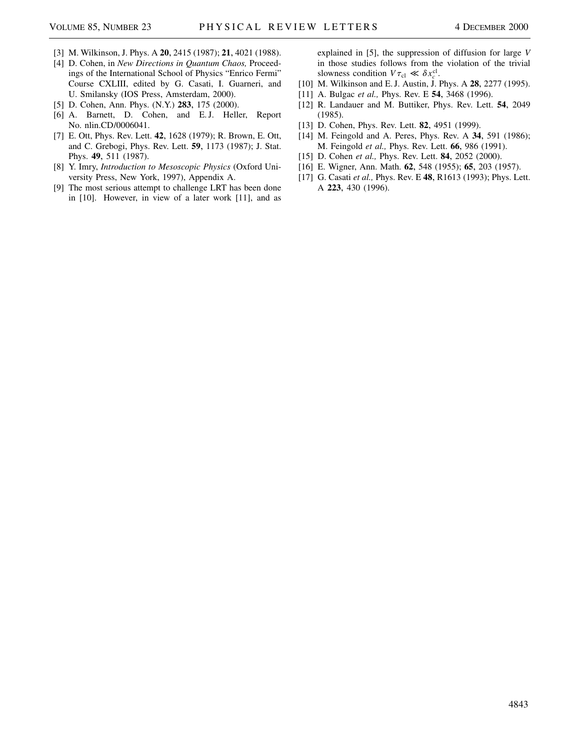[3] M. Wilkinson, J. Phys. A **20**, 2415 (1987); **21**, 4021 (1988).

[4] D. Cohen, in *New Directions in Quantum Chaos,* Proceedings of the International School of Physics "Enrico Fermi" Course CXLIII, edited by G. Casati, I. Guarneri, and U. Smilansky (IOS Press, Amsterdam, 2000).

[5] D. Cohen, Ann. Phys. (N.Y.) **283**, 175 (2000).

[6] A. Barnett, D. Cohen, and E. J. Heller, Report No. nlin.CD/0006041.

[7] E. Ott, Phys. Rev. Lett. **42**, 1628 (1979); R. Brown, E. Ott, and C. Grebogi, Phys. Rev. Lett. **59**, 1173 (1987); J. Stat. Phys. **49**, 511 (1987).

[8] Y. Imry, *Introduction to Mesoscopic Physics* (Oxford University Press, New York, 1997), Appendix A.

[9] The most serious attempt to challenge LRT has been done in [10]. However, in view of a later work [11], and as explained in [5], the suppression of diffusion for large $V$ in those studies follows from the violation of the trivial slowness condition $V\tau_{\text{cl}} \ll \delta x_c^{\text{cl}}$.

[10] M. Wilkinson and E. J. Austin, J. Phys. A **28**, 2277 (1995).

[11] A. Bulgac *et al.,* Phys. Rev. E **54**, 3468 (1996).

[12] R. Landauer and M. Buttiker, Phys. Rev. Lett. **54**, 2049 (1985).

[13] D. Cohen, Phys. Rev. Lett. **82**, 4951 (1999).

[14] M. Feingold and A. Peres, Phys. Rev. A **34**, 591 (1986); M. Feingold *et al.,* Phys. Rev. Lett. **66**, 986 (1991).

[15] D. Cohen *et al.,* Phys. Rev. Lett. **84**, 2052 (2000).

[16] E. Wigner, Ann. Math. **62**, 548 (1955); **65**, 203 (1957).

[17] G. Casati *et al.,* Phys. Rev. E **48**, R1613 (1993); Phys. Lett. A **223**, 430 (1996).